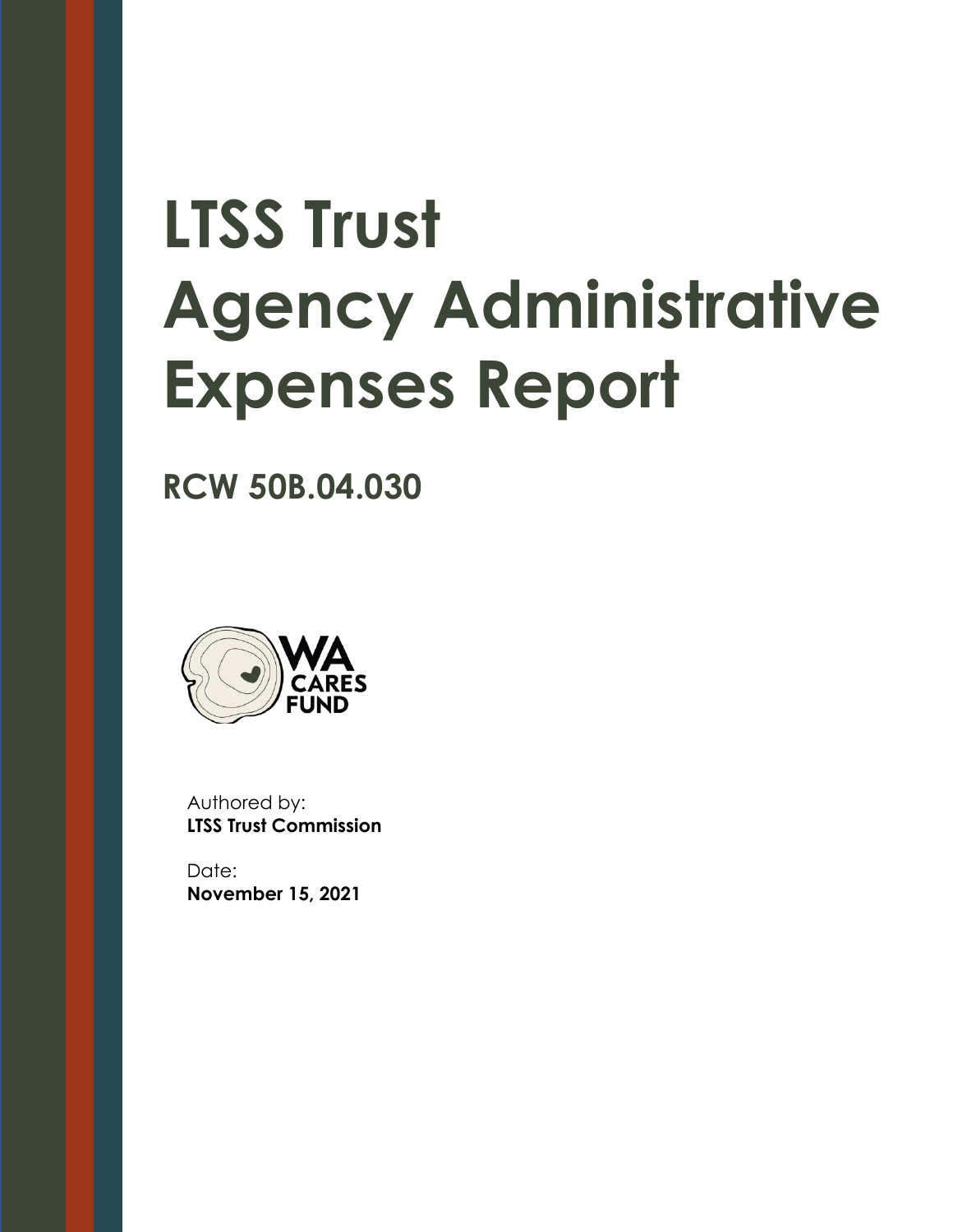# LTSS Trust Agency Administrative Expenses Report

## RCW 50B.04.030

WA CARES FUND

Authored by:
**LTSS Trust Commission**

Date:
**November 15, 2021**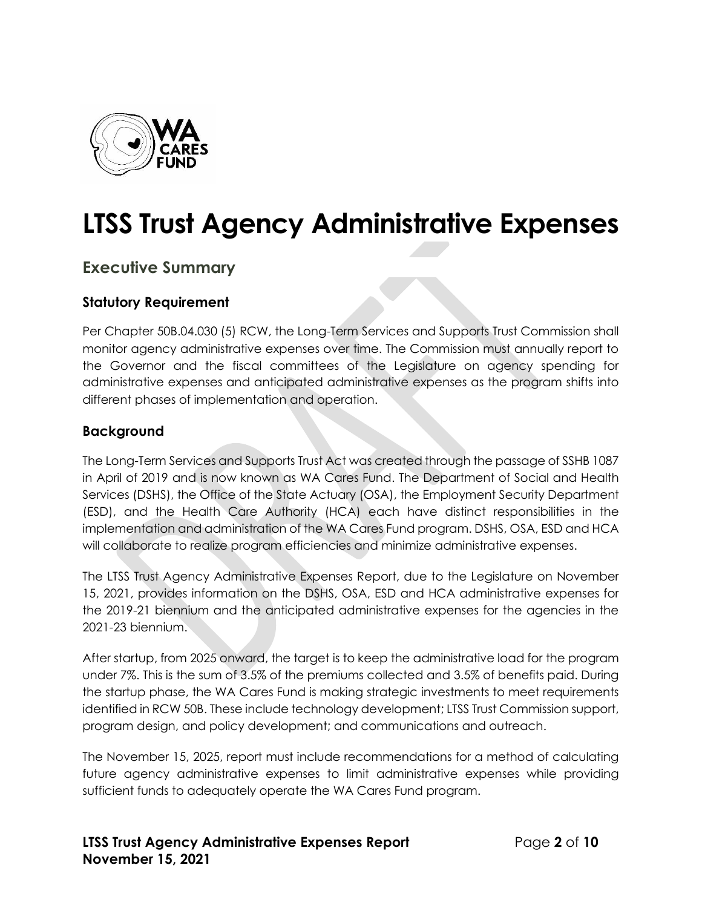# LTSS Trust Agency Administrative Expenses

## Executive Summary

### Statutory Requirement

Per Chapter 50B.04.030 (5) RCW, the Long-Term Services and Supports Trust Commission shall monitor agency administrative expenses over time. The Commission must annually report to the Governor and the fiscal committees of the Legislature on agency spending for administrative expenses and anticipated administrative expenses as the program shifts into different phases of implementation and operation.

### Background

The Long-Term Services and Supports Trust Act was created through the passage of SSHB 1087 in April of 2019 and is now known as WA Cares Fund. The Department of Social and Health Services (DSHS), the Office of the State Actuary (OSA), the Employment Security Department (ESD), and the Health Care Authority (HCA) each have distinct responsibilities in the implementation and administration of the WA Cares Fund program. DSHS, OSA, ESD and HCA will collaborate to realize program efficiencies and minimize administrative expenses.

The LTSS Trust Agency Administrative Expenses Report, due to the Legislature on November 15, 2021, provides information on the DSHS, OSA, ESD and HCA administrative expenses for the 2019-21 biennium and the anticipated administrative expenses for the agencies in the 2021-23 biennium.

After startup, from 2025 onward, the target is to keep the administrative load for the program under 7%. This is the sum of 3.5% of the premiums collected and 3.5% of benefits paid. During the startup phase, the WA Cares Fund is making strategic investments to meet requirements identified in RCW 50B. These include technology development; LTSS Trust Commission support, program design, and policy development; and communications and outreach.

The November 15, 2025, report must include recommendations for a method of calculating future agency administrative expenses to limit administrative expenses while providing sufficient funds to adequately operate the WA Cares Fund program.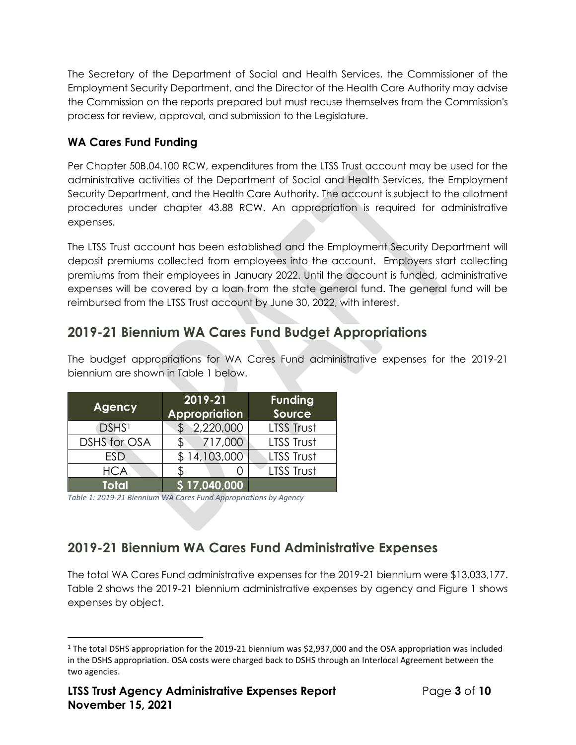The Secretary of the Department of Social and Health Services, the Commissioner of the Employment Security Department, and the Director of the Health Care Authority may advise the Commission on the reports prepared but must recuse themselves from the Commission's process for review, approval, and submission to the Legislature.

### WA Cares Fund Funding

Per Chapter 50B.04.100 RCW, expenditures from the LTSS Trust account may be used for the administrative activities of the Department of Social and Health Services, the Employment Security Department, and the Health Care Authority. The account is subject to the allotment procedures under chapter 43.88 RCW. An appropriation is required for administrative expenses.

The LTSS Trust account has been established and the Employment Security Department will deposit premiums collected from employees into the account. Employers start collecting premiums from their employees in January 2022. Until the account is funded, administrative expenses will be covered by a loan from the state general fund. The general fund will be reimbursed from the LTSS Trust account by June 30, 2022, with interest.

## 2019-21 Biennium WA Cares Fund Budget Appropriations

The budget appropriations for WA Cares Fund administrative expenses for the 2019-21 biennium are shown in Table 1 below.

| Agency | 2019-21 Appropriation | Funding Source |
|---|---|---|
| DSHS[1] | $ 2,220,000 | LTSS Trust |
| DSHS for OSA | $ 717,000 | LTSS Trust |
| ESD | $ 14,103,000 | LTSS Trust |
| HCA | $ 0 | LTSS Trust |
| **Total** | **$ 17,040,000** | |

*Table 1: 2019-21 Biennium WA Cares Fund Appropriations by Agency*

## 2019-21 Biennium WA Cares Fund Administrative Expenses

The total WA Cares Fund administrative expenses for the 2019-21 biennium were $13,033,177. Table 2 shows the 2019-21 biennium administrative expenses by agency and Figure 1 shows expenses by object.

[1] The total DSHS appropriation for the 2019-21 biennium was $2,937,000 and the OSA appropriation was included in the DSHS appropriation. OSA costs were charged back to DSHS through an Interlocal Agreement between the two agencies.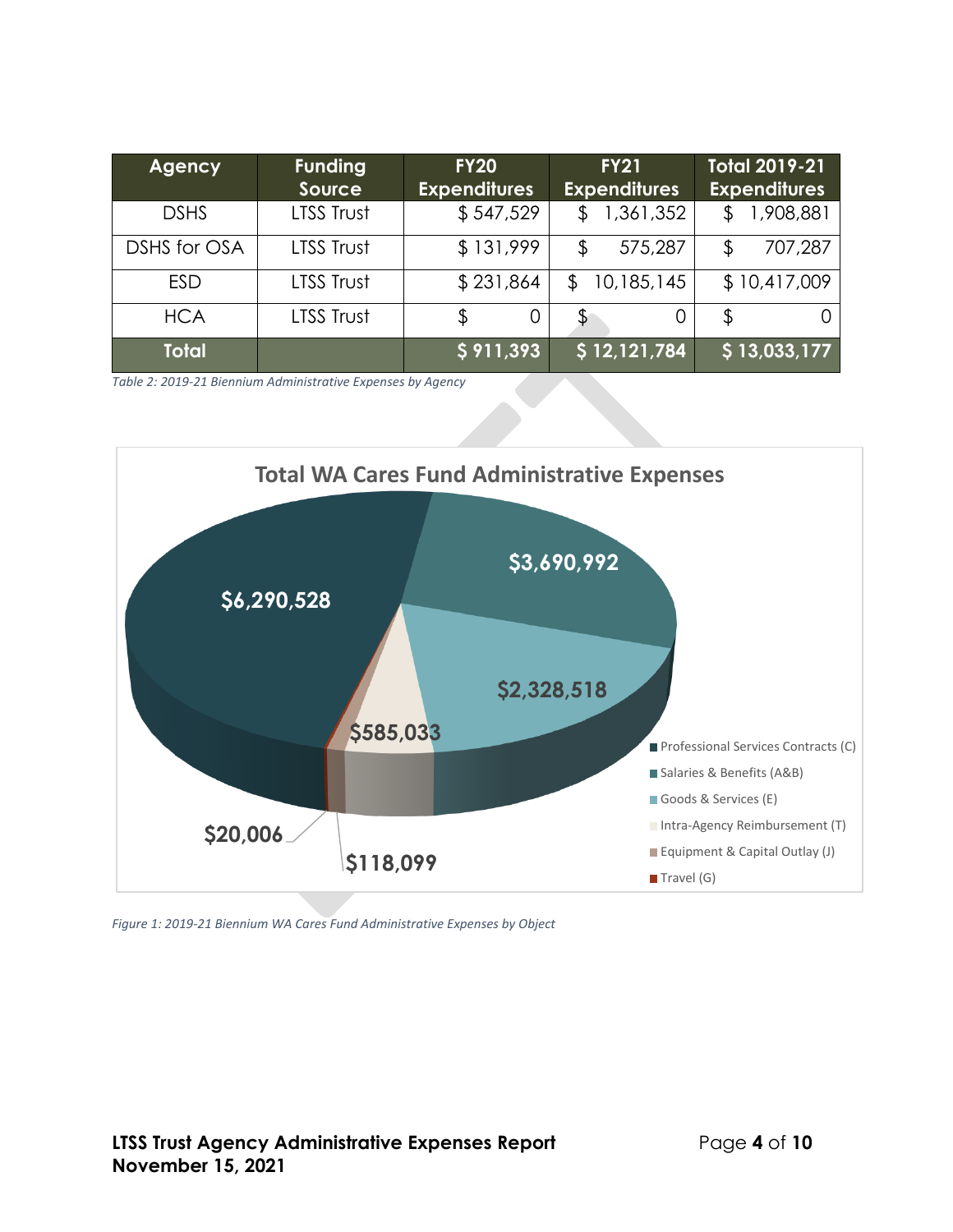| Agency | Funding Source | FY20 Expenditures | FY21 Expenditures | Total 2019-21 Expenditures |
|---|---|---|---|---|
| DSHS | LTSS Trust | $ 547,529 | $ 1,361,352 | $ 1,908,881 |
| DSHS for OSA | LTSS Trust | $ 131,999 | $ 575,287 | $ 707,287 |
| ESD | LTSS Trust | $ 231,864 | $ 10,185,145 | $ 10,417,009 |
| HCA | LTSS Trust | $ 0 | $ 0 | $ 0 |
| **Total** | | **$ 911,393** | **$ 12,121,784** | **$ 13,033,177** |

*Table 2: 2019-21 Biennium Administrative Expenses by Agency*

**Total WA Cares Fund Administrative Expenses**

| Object | Amount |
|---|---|
| Professional Services Contracts (C) | $6,290,528 |
| Salaries & Benefits (A&B) | $3,690,992 |
| Goods & Services (E) | $2,328,518 |
| Intra-Agency Reimbursement (T) | $585,033 |
| Equipment & Capital Outlay (J) | $118,099 |
| Travel (G) | $20,006 |

*Figure 1: 2019-21 Biennium WA Cares Fund Administrative Expenses by Object*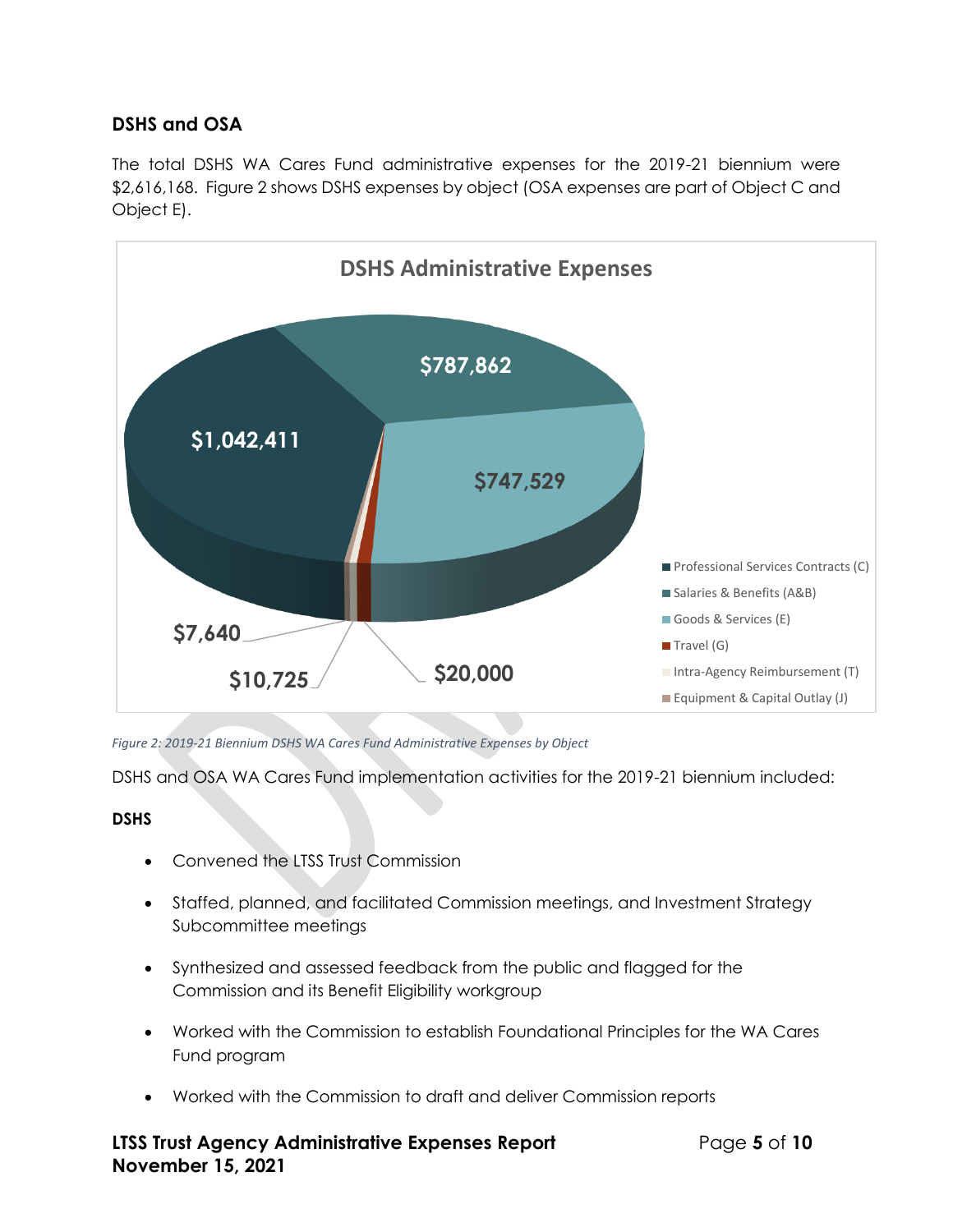## DSHS and OSA

The total DSHS WA Cares Fund administrative expenses for the 2019-21 biennium were $2,616,168. Figure 2 shows DSHS expenses by object (OSA expenses are part of Object C and Object E).

*Figure 2: 2019-21 Biennium DSHS WA Cares Fund Administrative Expenses by Object*

DSHS and OSA WA Cares Fund implementation activities for the 2019-21 biennium included:

**DSHS**

- Convened the LTSS Trust Commission
- Staffed, planned, and facilitated Commission meetings, and Investment Strategy Subcommittee meetings
- Synthesized and assessed feedback from the public and flagged for the Commission and its Benefit Eligibility workgroup
- Worked with the Commission to establish Foundational Principles for the WA Cares Fund program
- Worked with the Commission to draft and deliver Commission reports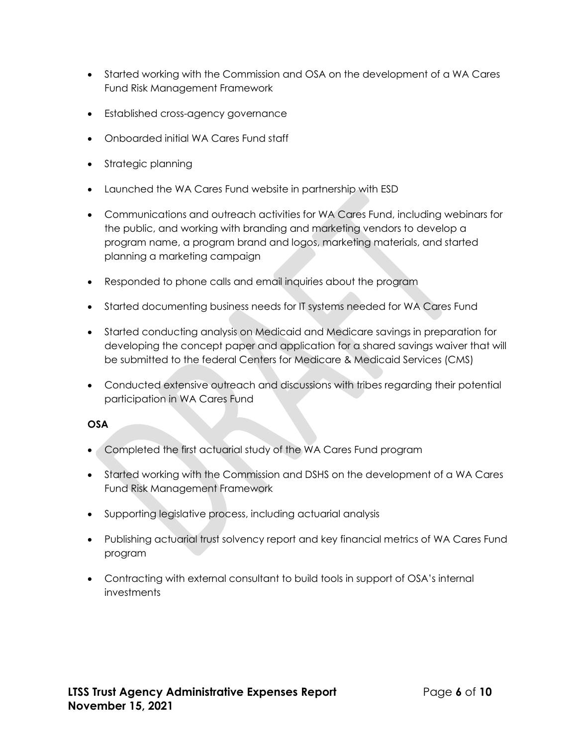- Started working with the Commission and OSA on the development of a WA Cares Fund Risk Management Framework
- Established cross-agency governance
- Onboarded initial WA Cares Fund staff
- Strategic planning
- Launched the WA Cares Fund website in partnership with ESD
- Communications and outreach activities for WA Cares Fund, including webinars for the public, and working with branding and marketing vendors to develop a program name, a program brand and logos, marketing materials, and started planning a marketing campaign
- Responded to phone calls and email inquiries about the program
- Started documenting business needs for IT systems needed for WA Cares Fund
- Started conducting analysis on Medicaid and Medicare savings in preparation for developing the concept paper and application for a shared savings waiver that will be submitted to the federal Centers for Medicare & Medicaid Services (CMS)
- Conducted extensive outreach and discussions with tribes regarding their potential participation in WA Cares Fund

**OSA**

- Completed the first actuarial study of the WA Cares Fund program
- Started working with the Commission and DSHS on the development of a WA Cares Fund Risk Management Framework
- Supporting legislative process, including actuarial analysis
- Publishing actuarial trust solvency report and key financial metrics of WA Cares Fund program
- Contracting with external consultant to build tools in support of OSA's internal investments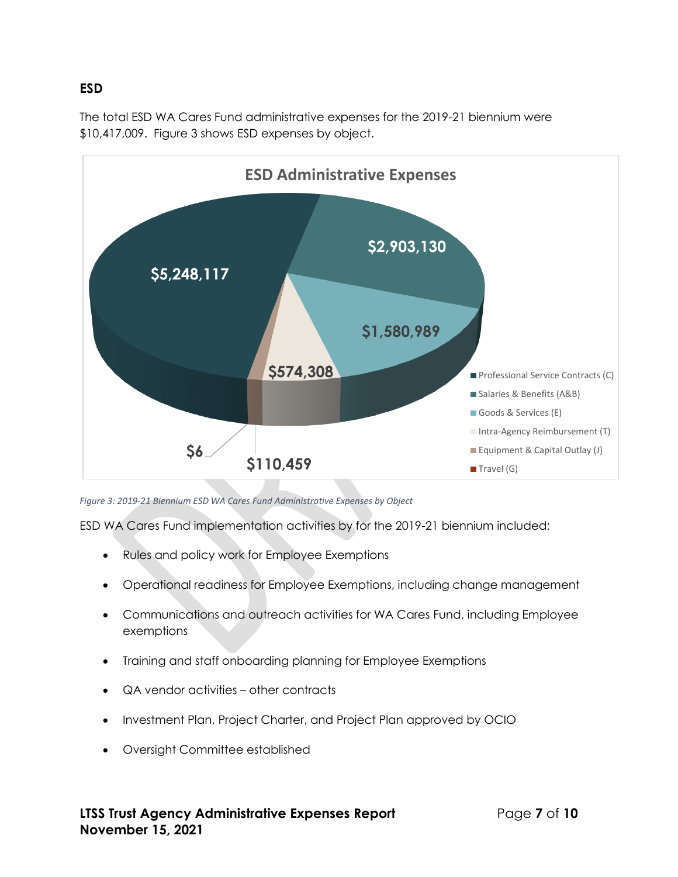## ESD

The total ESD WA Cares Fund administrative expenses for the 2019-21 biennium were $10,417,009. Figure 3 shows ESD expenses by object.

**ESD Administrative Expenses**

| Object | Amount |
|---|---|
| Professional Service Contracts (C) | $5,248,117 |
| Salaries & Benefits (A&B) | $2,903,130 |
| Goods & Services (E) | $1,580,989 |
| Intra-Agency Reimbursement (T) | $574,308 |
| Equipment & Capital Outlay (J) | $110,459 |
| Travel (G) | $6 |

*Figure 3: 2019-21 Biennium ESD WA Cares Fund Administrative Expenses by Object*

ESD WA Cares Fund implementation activities by for the 2019-21 biennium included:

- Rules and policy work for Employee Exemptions
- Operational readiness for Employee Exemptions, including change management
- Communications and outreach activities for WA Cares Fund, including Employee exemptions
- Training and staff onboarding planning for Employee Exemptions
- QA vendor activities – other contracts
- Investment Plan, Project Charter, and Project Plan approved by OCIO
- Oversight Committee established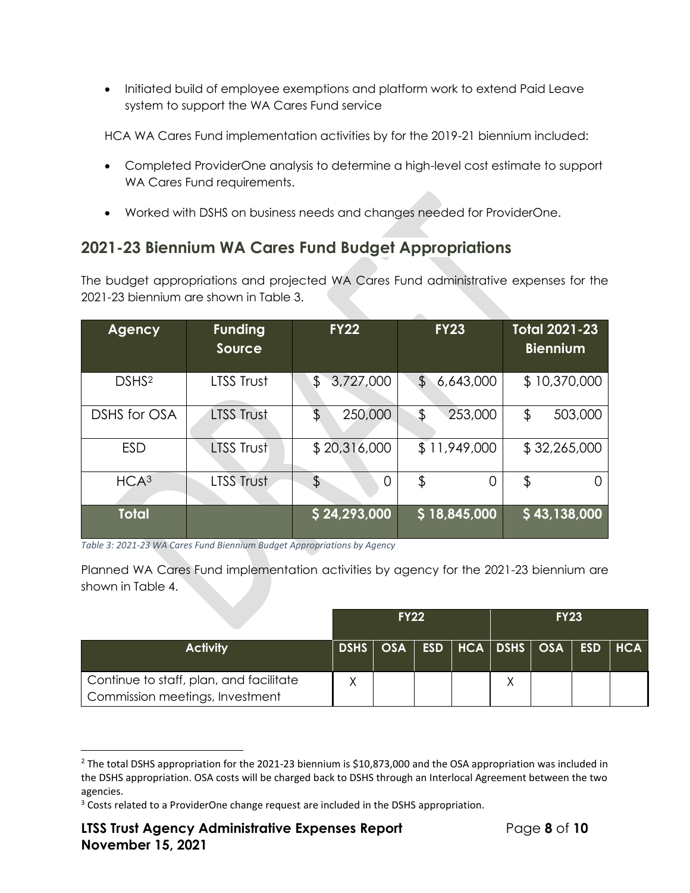- Initiated build of employee exemptions and platform work to extend Paid Leave system to support the WA Cares Fund service

HCA WA Cares Fund implementation activities by for the 2019-21 biennium included:

- Completed ProviderOne analysis to determine a high-level cost estimate to support WA Cares Fund requirements.
- Worked with DSHS on business needs and changes needed for ProviderOne.

## 2021-23 Biennium WA Cares Fund Budget Appropriations

The budget appropriations and projected WA Cares Fund administrative expenses for the 2021-23 biennium are shown in Table 3.

| Agency | Funding Source | FY22 | FY23 | Total 2021-23 Biennium |
|---|---|---|---|---|
| DSHS[2] | LTSS Trust | $ 3,727,000 | $ 6,643,000 | $ 10,370,000 |
| DSHS for OSA | LTSS Trust | $ 250,000 | $ 253,000 | $ 503,000 |
| ESD | LTSS Trust | $ 20,316,000 | $ 11,949,000 | $ 32,265,000 |
| HCA[3] | LTSS Trust | $ 0 | $ 0 | $ 0 |
| **Total** | | **$ 24,293,000** | **$ 18,845,000** | **$ 43,138,000** |

*Table 3: 2021-23 WA Cares Fund Biennium Budget Appropriations by Agency*

Planned WA Cares Fund implementation activities by agency for the 2021-23 biennium are shown in Table 4.

| | FY22 | | | | FY23 | | | |
|---|---|---|---|---|---|---|---|---|
| **Activity** | **DSHS** | **OSA** | **ESD** | **HCA** | **DSHS** | **OSA** | **ESD** | **HCA** |
| Continue to staff, plan, and facilitate Commission meetings, Investment | X | | | | X | | | |

[2] The total DSHS appropriation for the 2021-23 biennium is $10,873,000 and the OSA appropriation was included in the DSHS appropriation. OSA costs will be charged back to DSHS through an Interlocal Agreement between the two agencies.

[3] Costs related to a ProviderOne change request are included in the DSHS appropriation.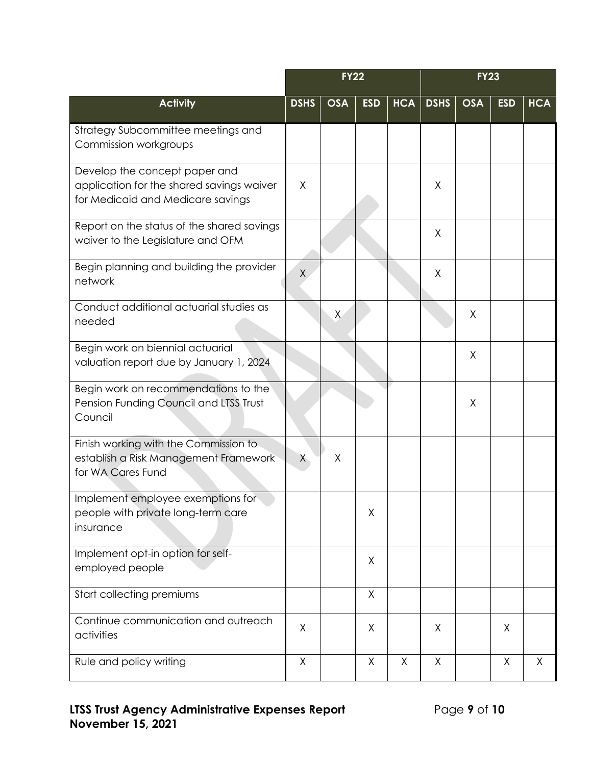| | FY22 | | | | FY23 | | | |
|---|---|---|---|---|---|---|---|---|
| **Activity** | **DSHS** | **OSA** | **ESD** | **HCA** | **DSHS** | **OSA** | **ESD** | **HCA** |
| Strategy Subcommittee meetings and Commission workgroups | | | | | | | | |
| Develop the concept paper and application for the shared savings waiver for Medicaid and Medicare savings | X | | | | X | | | |
| Report on the status of the shared savings waiver to the Legislature and OFM | | | | | X | | | |
| Begin planning and building the provider network | X | | | | X | | | |
| Conduct additional actuarial studies as needed | | X | | | | X | | |
| Begin work on biennial actuarial valuation report due by January 1, 2024 | | | | | | X | | |
| Begin work on recommendations to the Pension Funding Council and LTSS Trust Council | | | | | | X | | |
| Finish working with the Commission to establish a Risk Management Framework for WA Cares Fund | X | X | | | | | | |
| Implement employee exemptions for people with private long-term care insurance | | | X | | | | | |
| Implement opt-in option for self-employed people | | | X | | | | | |
| Start collecting premiums | | | X | | | | | |
| Continue communication and outreach activities | X | | X | | X | | X | |
| Rule and policy writing | X | | X | X | X | | X | X |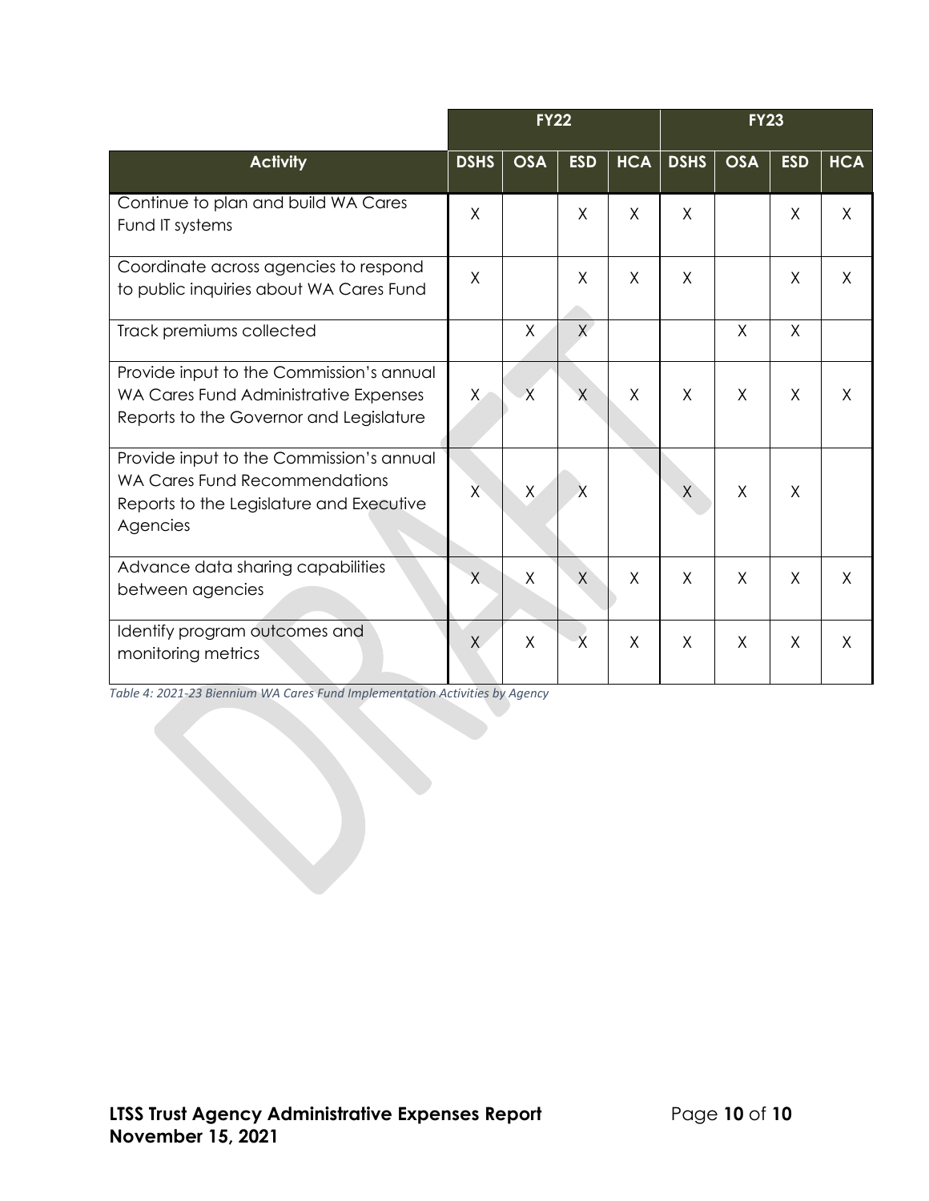| | FY22 | | | | FY23 | | | |
|---|---|---|---|---|---|---|---|---|
| **Activity** | **DSHS** | **OSA** | **ESD** | **HCA** | **DSHS** | **OSA** | **ESD** | **HCA** |
| Continue to plan and build WA Cares Fund IT systems | X | | X | X | X | | X | X |
| Coordinate across agencies to respond to public inquiries about WA Cares Fund | X | | X | X | X | | X | X |
| Track premiums collected | | X | X | | | X | X | |
| Provide input to the Commission's annual WA Cares Fund Administrative Expenses Reports to the Governor and Legislature | X | X | X | X | X | X | X | X |
| Provide input to the Commission's annual WA Cares Fund Recommendations Reports to the Legislature and Executive Agencies | X | X | X | | X | X | X | |
| Advance data sharing capabilities between agencies | X | X | X | X | X | X | X | X |
| Identify program outcomes and monitoring metrics | X | X | X | X | X | X | X | X |

*Table 4: 2021-23 Biennium WA Cares Fund Implementation Activities by Agency*